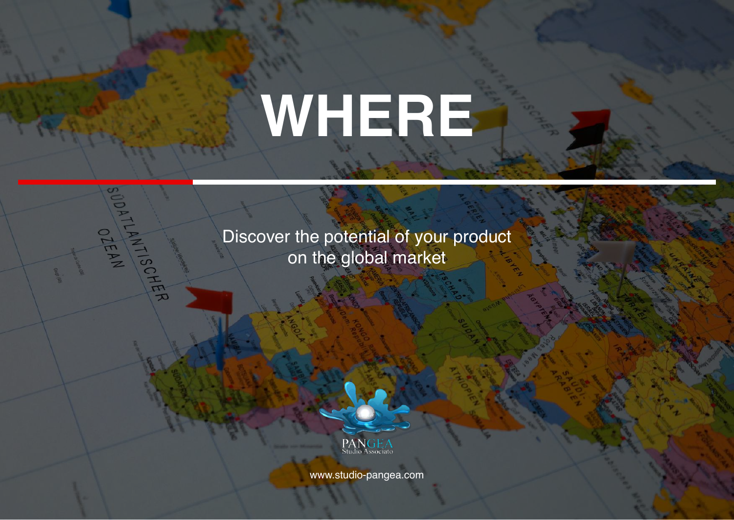# WHERE

Discover the potential of your product
on the global market

PANGEA
Studio Associato

www.studio-pangea.com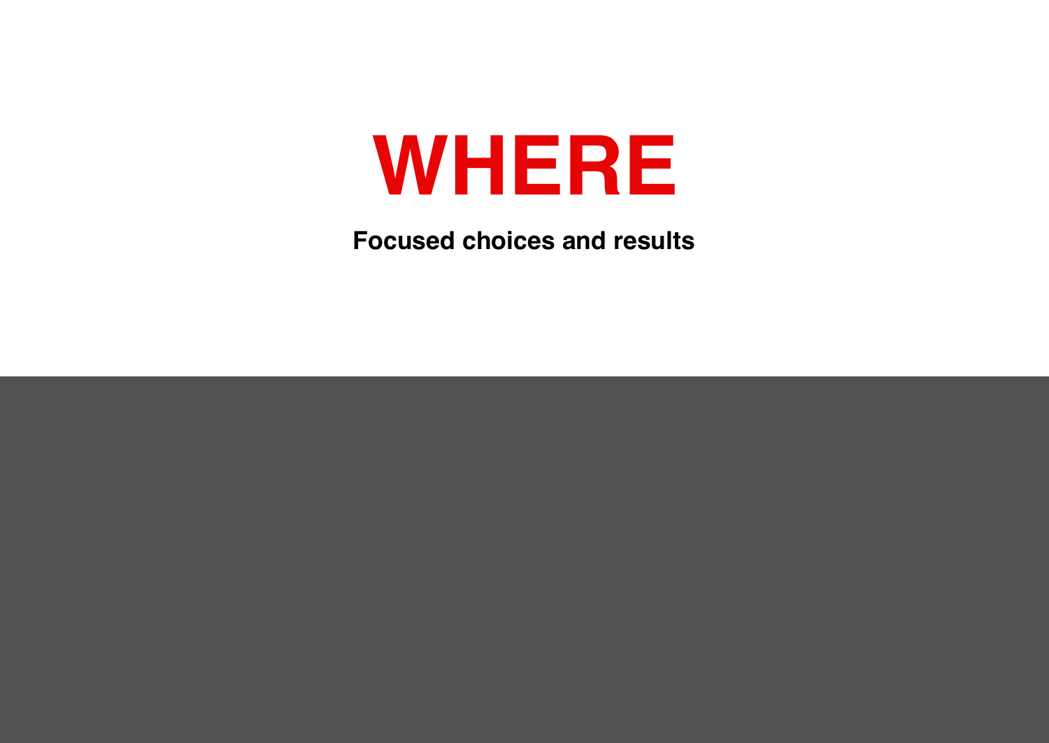# WHERE

**Focused choices and results**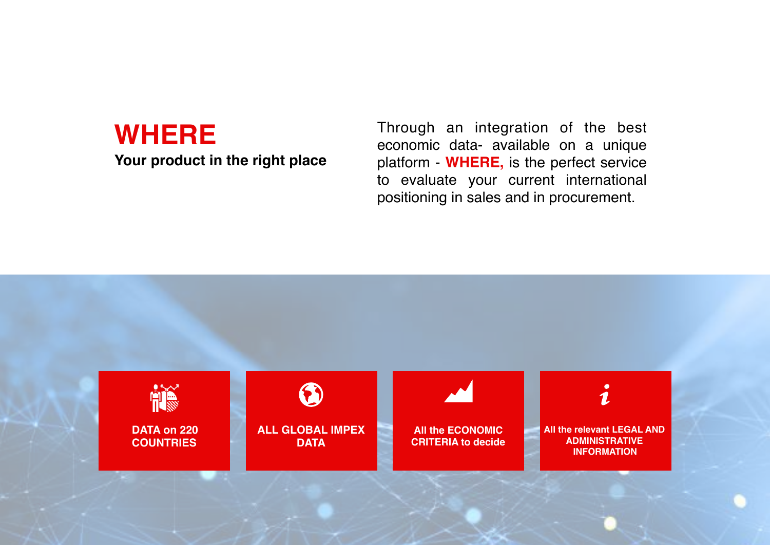# WHERE

**Your product in the right place**

Through an integration of the best economic data- available on a unique platform - **WHERE,** is the perfect service to evaluate your current international positioning in sales and in procurement.

**DATA on 220 COUNTRIES**

**ALL GLOBAL IMPEX DATA**

**All the ECONOMIC CRITERIA to decide**

**All the relevant LEGAL AND ADMINISTRATIVE INFORMATION**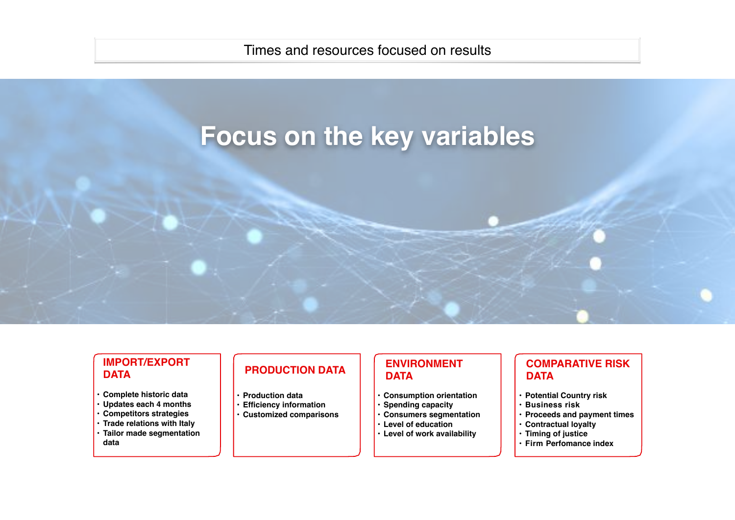Times and resources focused on results

# Focus on the key variables

## IMPORT/EXPORT DATA

- Complete historic data
- Updates each 4 months
- Competitors strategies
- Trade relations with Italy
- Tailor made segmentation data

## PRODUCTION DATA

- Production data
- Efficiency information
- Customized comparisons

## ENVIRONMENT DATA

- Consumption orientation
- Spending capacity
- Consumers segmentation
- Level of education
- Level of work availability

## COMPARATIVE RISK DATA

- Potential Country risk
- Business risk
- Proceeds and payment times
- Contractual loyalty
- Timing of justice
- Firm Perfomance index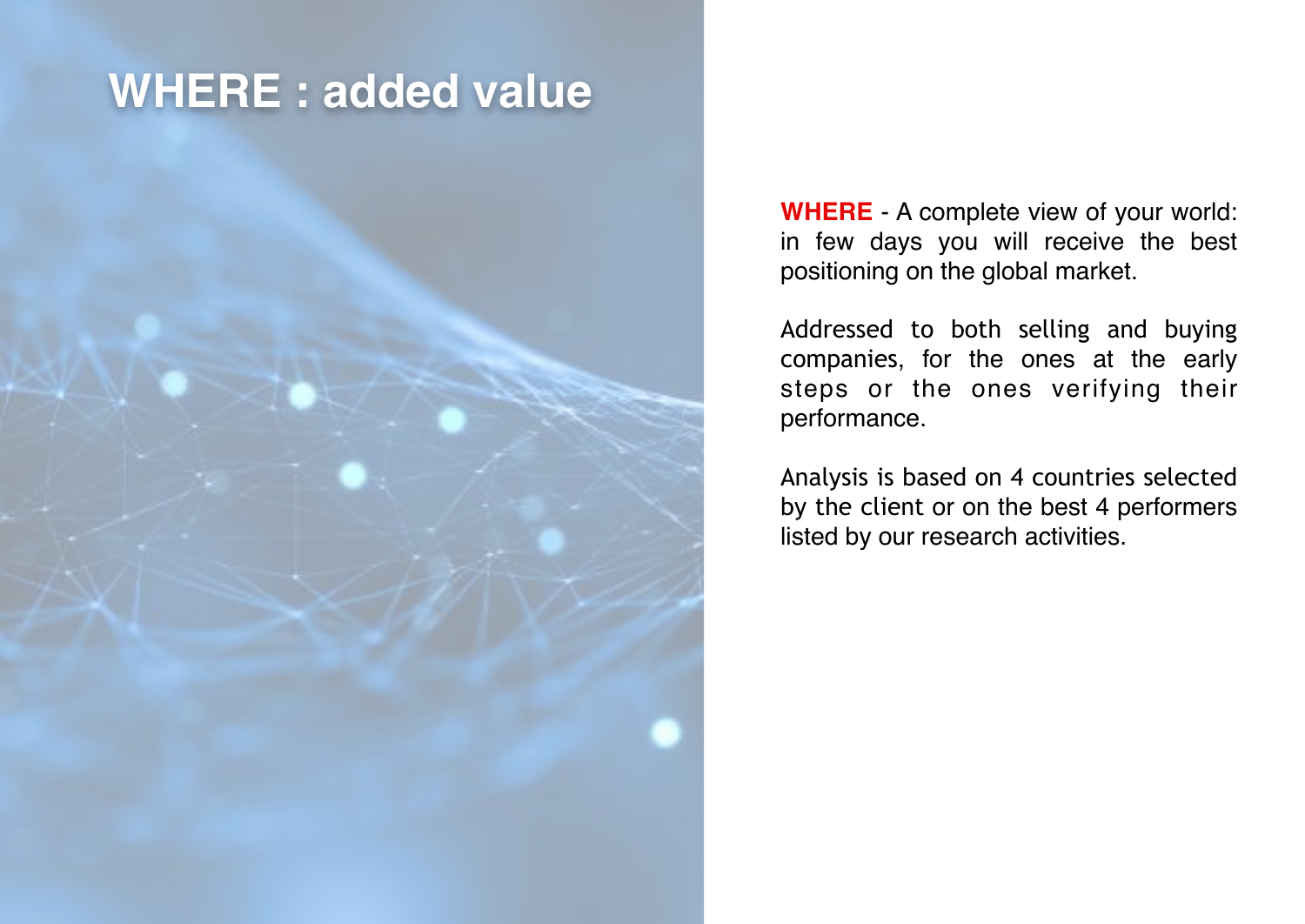# WHERE : added value

**WHERE** - A complete view of your world: in few days you will receive the best positioning on the global market.

Addressed to both selling and buying companies, for the ones at the early steps or the ones verifying their performance.

Analysis is based on 4 countries selected by the client or on the best 4 performers listed by our research activities.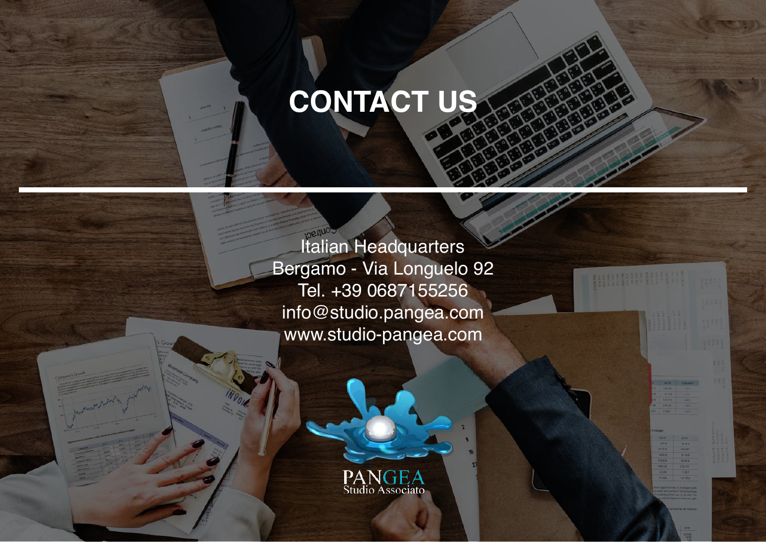# CONTACT US

Italian Headquarters
Bergamo - Via Longuelo 92
Tel. +39 0687155256
info@studio.pangea.com
www.studio-pangea.com

PANGEA
Studio Associato